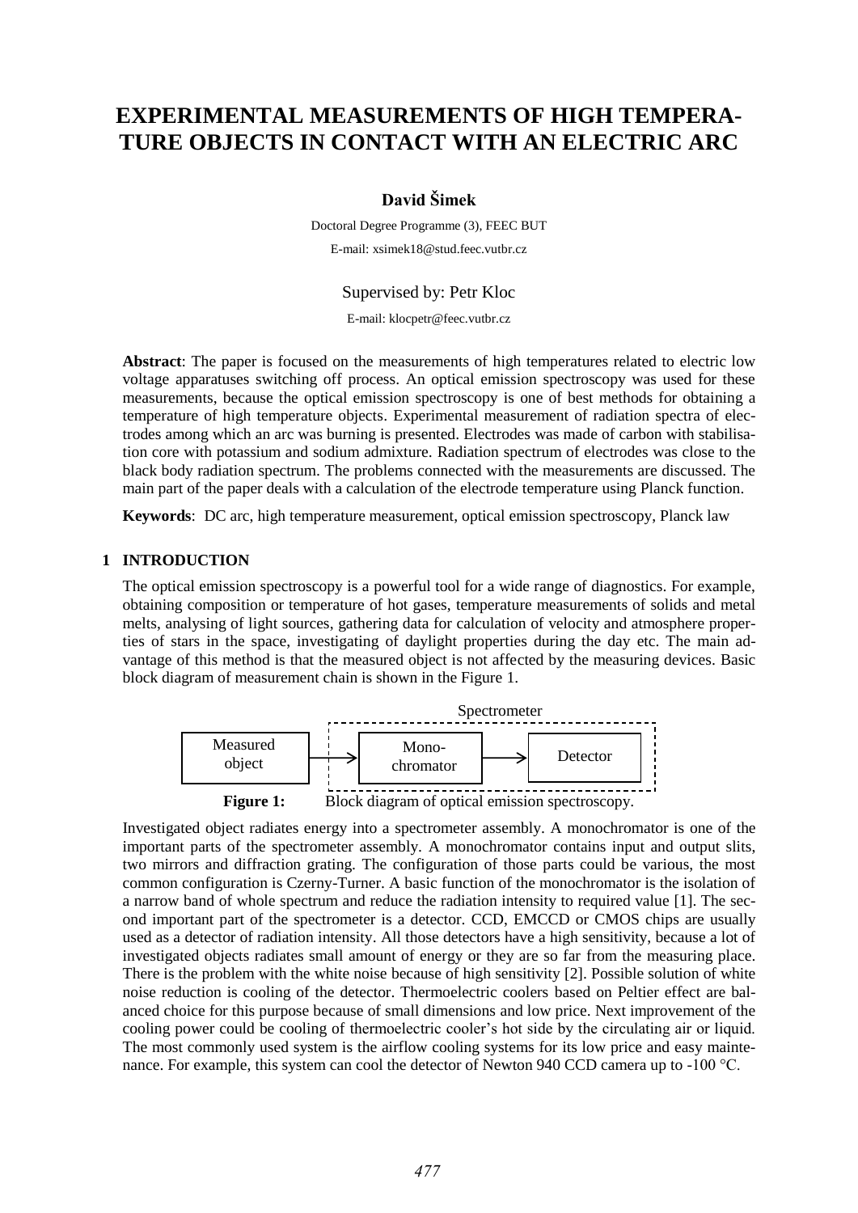# EXPERIMENTAL MEASUREMENTS OF HIGH TEMPERATURE OBJECTS IN CONTACT WITH AN ELECTRIC ARC

**David Šimek**

Doctoral Degree Programme (3), FEEC BUT

E-mail: xsimek18@stud.feec.vutbr.cz

Supervised by: Petr Kloc

E-mail: klocpetr@feec.vutbr.cz

**Abstract**: The paper is focused on the measurements of high temperatures related to electric low voltage apparatuses switching off process. An optical emission spectroscopy was used for these measurements, because the optical emission spectroscopy is one of best methods for obtaining a temperature of high temperature objects. Experimental measurement of radiation spectra of electrodes among which an arc was burning is presented. Electrodes was made of carbon with stabilisation core with potassium and sodium admixture. Radiation spectrum of electrodes was close to the black body radiation spectrum. The problems connected with the measurements are discussed. The main part of the paper deals with a calculation of the electrode temperature using Planck function.

**Keywords**: DC arc, high temperature measurement, optical emission spectroscopy, Planck law

## 1 INTRODUCTION

The optical emission spectroscopy is a powerful tool for a wide range of diagnostics. For example, obtaining composition or temperature of hot gases, temperature measurements of solids and metal melts, analysing of light sources, gathering data for calculation of velocity and atmosphere properties of stars in the space, investigating of daylight properties during the day etc. The main advantage of this method is that the measured object is not affected by the measuring devices. Basic block diagram of measurement chain is shown in the Figure 1.

```
                       Spectrometer
                 - - - - - - - - - - - - - - - - - - - - -
┌──────────┐     ¦   ┌──────────────┐        ┌──────────┐ ¦
│ Measured │ ──────> │     Mono-    │ ─────> │ Detector │ ¦
│  object  │     ¦   │  chromator   │        │          │ ¦
└──────────┘     ¦   └──────────────┘        └──────────┘ ¦
                 - - - - - - - - - - - - - - - - - - - - -
```

**Figure 1:** Block diagram of optical emission spectroscopy.

Investigated object radiates energy into a spectrometer assembly. A monochromator is one of the important parts of the spectrometer assembly. A monochromator contains input and output slits, two mirrors and diffraction grating. The configuration of those parts could be various, the most common configuration is Czerny-Turner. A basic function of the monochromator is the isolation of a narrow band of whole spectrum and reduce the radiation intensity to required value [1]. The second important part of the spectrometer is a detector. CCD, EMCCD or CMOS chips are usually used as a detector of radiation intensity. All those detectors have a high sensitivity, because a lot of investigated objects radiates small amount of energy or they are so far from the measuring place. There is the problem with the white noise because of high sensitivity [2]. Possible solution of white noise reduction is cooling of the detector. Thermoelectric coolers based on Peltier effect are balanced choice for this purpose because of small dimensions and low price. Next improvement of the cooling power could be cooling of thermoelectric cooler's hot side by the circulating air or liquid. The most commonly used system is the airflow cooling systems for its low price and easy maintenance. For example, this system can cool the detector of Newton 940 CCD camera up to -100 °C.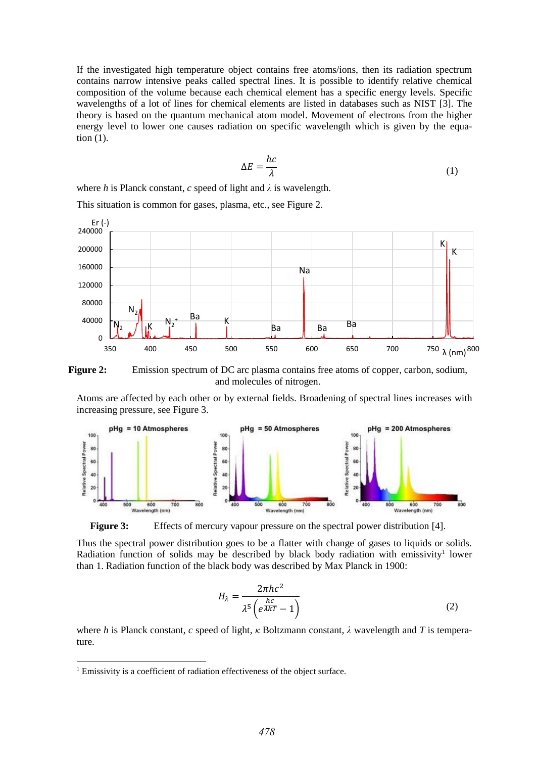If the investigated high temperature object contains free atoms/ions, then its radiation spectrum contains narrow intensive peaks called spectral lines. It is possible to identify relative chemical composition of the volume because each chemical element has a specific energy levels. Specific wavelengths of a lot of lines for chemical elements are listed in databases such as NIST [3]. The theory is based on the quantum mechanical atom model. Movement of electrons from the higher energy level to lower one causes radiation on specific wavelength which is given by the equation (1).

$$\Delta E = \frac{hc}{\lambda} \tag{1}$$

where $h$ is Planck constant, $c$ speed of light and $\lambda$ is wavelength.

This situation is common for gases, plasma, etc., see Figure 2.

**Figure 2:** Emission spectrum of DC arc plasma contains free atoms of copper, carbon, sodium, and molecules of nitrogen.

Atoms are affected by each other or by external fields. Broadening of spectral lines increases with increasing pressure, see Figure 3.

**Figure 3:** Effects of mercury vapour pressure on the spectral power distribution [4].

Thus the spectral power distribution goes to be a flatter with change of gases to liquids or solids. Radiation function of solids may be described by black body radiation with emissivity[1] lower than 1. Radiation function of the black body was described by Max Planck in 1900:

$$H_\lambda = \frac{2\pi hc^2}{\lambda^5 \left( e^{\frac{hc}{\lambda \kappa T}} - 1 \right)} \tag{2}$$

where $h$ is Planck constant, $c$ speed of light, $\kappa$ Boltzmann constant, $\lambda$ wavelength and $T$ is temperature.

---

[1] Emissivity is a coefficient of radiation effectiveness of the object surface.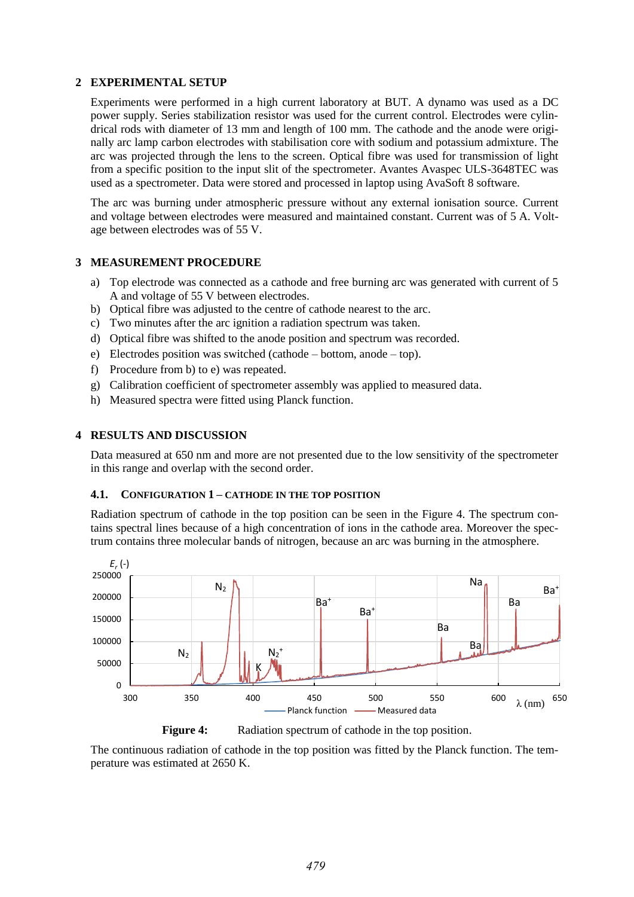## 2 EXPERIMENTAL SETUP

Experiments were performed in a high current laboratory at BUT. A dynamo was used as a DC power supply. Series stabilization resistor was used for the current control. Electrodes were cylindrical rods with diameter of 13 mm and length of 100 mm. The cathode and the anode were originally arc lamp carbon electrodes with stabilisation core with sodium and potassium admixture. The arc was projected through the lens to the screen. Optical fibre was used for transmission of light from a specific position to the input slit of the spectrometer. Avantes Avaspec ULS-3648TEC was used as a spectrometer. Data were stored and processed in laptop using AvaSoft 8 software.

The arc was burning under atmospheric pressure without any external ionisation source. Current and voltage between electrodes were measured and maintained constant. Current was of 5 A. Voltage between electrodes was of 55 V.

## 3 MEASUREMENT PROCEDURE

a) Top electrode was connected as a cathode and free burning arc was generated with current of 5 A and voltage of 55 V between electrodes.
b) Optical fibre was adjusted to the centre of cathode nearest to the arc.
c) Two minutes after the arc ignition a radiation spectrum was taken.
d) Optical fibre was shifted to the anode position and spectrum was recorded.
e) Electrodes position was switched (cathode – bottom, anode – top).
f) Procedure from b) to e) was repeated.
g) Calibration coefficient of spectrometer assembly was applied to measured data.
h) Measured spectra were fitted using Planck function.

## 4 RESULTS AND DISCUSSION

Data measured at 650 nm and more are not presented due to the low sensitivity of the spectrometer in this range and overlap with the second order.

### 4.1. CONFIGURATION 1 – CATHODE IN THE TOP POSITION

Radiation spectrum of cathode in the top position can be seen in the Figure 4. The spectrum contains spectral lines because of a high concentration of ions in the cathode area. Moreover the spectrum contains three molecular bands of nitrogen, because an arc was burning in the atmosphere.

**Figure 4:** Radiation spectrum of cathode in the top position.

The continuous radiation of cathode in the top position was fitted by the Planck function. The temperature was estimated at 2650 K.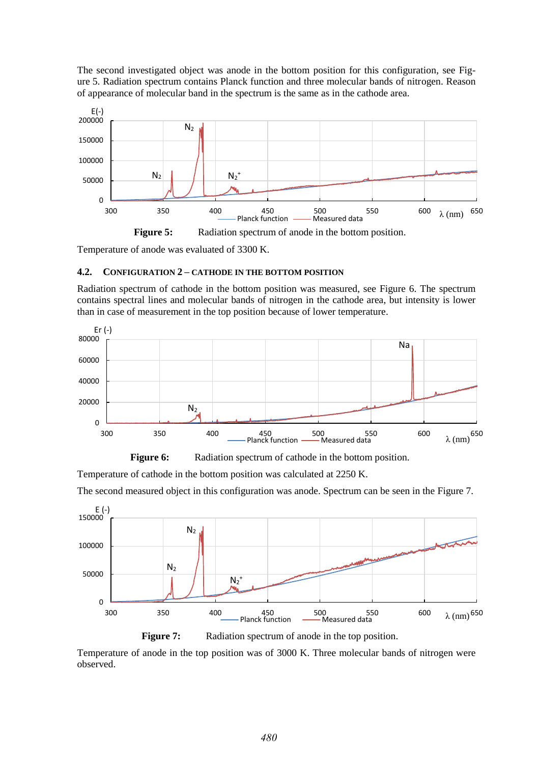The second investigated object was anode in the bottom position for this configuration, see Figure 5. Radiation spectrum contains Planck function and three molecular bands of nitrogen. Reason of appearance of molecular band in the spectrum is the same as in the cathode area.

**Figure 5:** Radiation spectrum of anode in the bottom position.

Temperature of anode was evaluated of 3300 K.

### 4.2. Configuration 2 – cathode in the bottom position

Radiation spectrum of cathode in the bottom position was measured, see Figure 6. The spectrum contains spectral lines and molecular bands of nitrogen in the cathode area, but intensity is lower than in case of measurement in the top position because of lower temperature.

**Figure 6:** Radiation spectrum of cathode in the bottom position.

Temperature of cathode in the bottom position was calculated at 2250 K.

The second measured object in this configuration was anode. Spectrum can be seen in the Figure 7.

**Figure 7:** Radiation spectrum of anode in the top position.

Temperature of anode in the top position was of 3000 K. Three molecular bands of nitrogen were observed.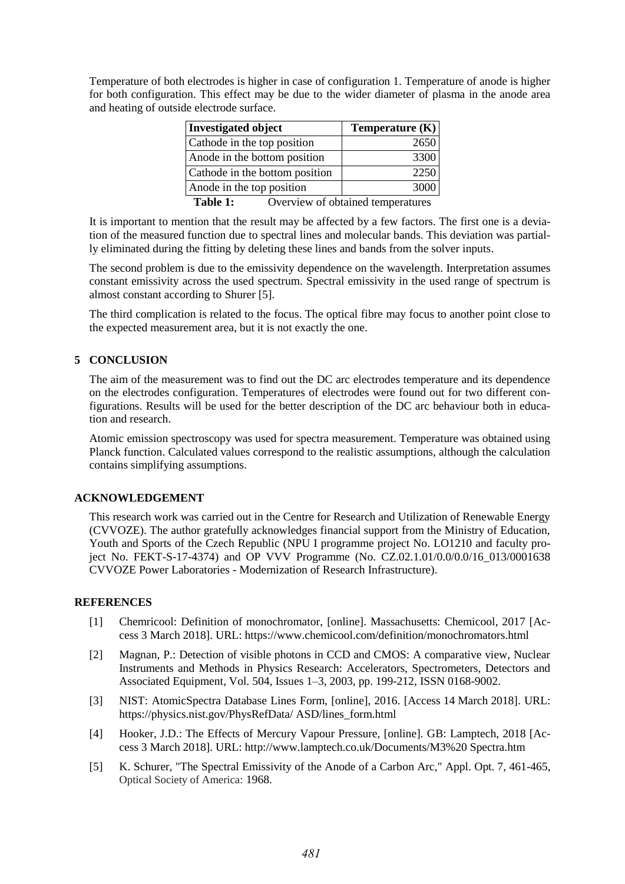Temperature of both electrodes is higher in case of configuration 1. Temperature of anode is higher for both configuration. This effect may be due to the wider diameter of plasma in the anode area and heating of outside electrode surface.

| Investigated object | Temperature (K) |
|---|---|
| Cathode in the top position | 2650 |
| Anode in the bottom position | 3300 |
| Cathode in the bottom position | 2250 |
| Anode in the top position | 3000 |

**Table 1:** Overview of obtained temperatures

It is important to mention that the result may be affected by a few factors. The first one is a deviation of the measured function due to spectral lines and molecular bands. This deviation was partially eliminated during the fitting by deleting these lines and bands from the solver inputs.

The second problem is due to the emissivity dependence on the wavelength. Interpretation assumes constant emissivity across the used spectrum. Spectral emissivity in the used range of spectrum is almost constant according to Shurer [5].

The third complication is related to the focus. The optical fibre may focus to another point close to the expected measurement area, but it is not exactly the one.

## 5 CONCLUSION

The aim of the measurement was to find out the DC arc electrodes temperature and its dependence on the electrodes configuration. Temperatures of electrodes were found out for two different configurations. Results will be used for the better description of the DC arc behaviour both in education and research.

Atomic emission spectroscopy was used for spectra measurement. Temperature was obtained using Planck function. Calculated values correspond to the realistic assumptions, although the calculation contains simplifying assumptions.

## ACKNOWLEDGEMENT

This research work was carried out in the Centre for Research and Utilization of Renewable Energy (CVVOZE). The author gratefully acknowledges financial support from the Ministry of Education, Youth and Sports of the Czech Republic (NPU I programme project No. LO1210 and faculty project No. FEKT-S-17-4374) and OP VVV Programme (No. CZ.02.1.01/0.0/0.0/16_013/0001638 CVVOZE Power Laboratories - Modernization of Research Infrastructure).

## REFERENCES

[1] Chemricool: Definition of monochromator, [online]. Massachusetts: Chemicool, 2017 [Access 3 March 2018]. URL: https://www.chemicool.com/definition/monochromators.html

[2] Magnan, P.: Detection of visible photons in CCD and CMOS: A comparative view, Nuclear Instruments and Methods in Physics Research: Accelerators, Spectrometers, Detectors and Associated Equipment, Vol. 504, Issues 1–3, 2003, pp. 199-212, ISSN 0168-9002.

[3] NIST: AtomicSpectra Database Lines Form, [online], 2016. [Access 14 March 2018]. URL: https://physics.nist.gov/PhysRefData/ ASD/lines_form.html

[4] Hooker, J.D.: The Effects of Mercury Vapour Pressure, [online]. GB: Lamptech, 2018 [Access 3 March 2018]. URL: http://www.lamptech.co.uk/Documents/M3%20 Spectra.htm

[5] K. Schurer, "The Spectral Emissivity of the Anode of a Carbon Arc," Appl. Opt. 7, 461-465, Optical Society of America: 1968.